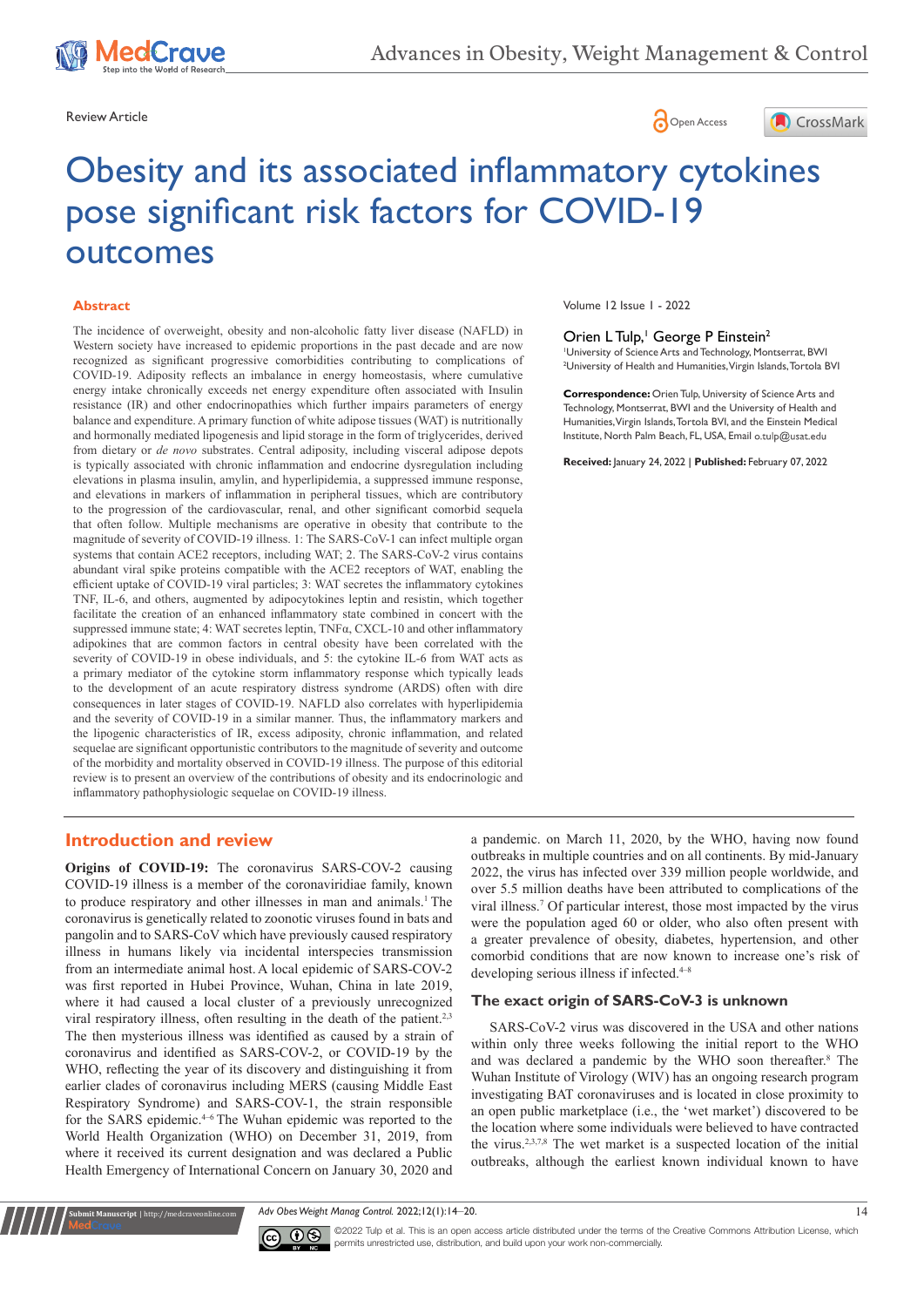Review Article

# Obesity and its associated inflammatory cytokines pose significant risk factors for COVID-19 outcomes

Volume 12 Issue 1 - 2022

Orien L Tulp,[1] George P Einstein[2]

[1]University of Science Arts and Technology, Montserrat, BWI
[2]University of Health and Humanities, Virgin Islands, Tortola BVI

**Correspondence:** Orien Tulp, University of Science Arts and Technology, Montserrat, BWI and the University of Health and Humanities, Virgin Islands, Tortola BVI, and the Einstein Medical Institute, North Palm Beach, FL, USA, Email o.tulp@usat.edu

**Received:** January 24, 2022 | **Published:** February 07, 2022

## Abstract

The incidence of overweight, obesity and non-alcoholic fatty liver disease (NAFLD) in Western society have increased to epidemic proportions in the past decade and are now recognized as significant progressive comorbidities contributing to complications of COVID-19. Adiposity reflects an imbalance in energy homeostasis, where cumulative energy intake chronically exceeds net energy expenditure often associated with Insulin resistance (IR) and other endocrinopathies which further impairs parameters of energy balance and expenditure. A primary function of white adipose tissues (WAT) is nutritionally and hormonally mediated lipogenesis and lipid storage in the form of triglycerides, derived from dietary or *de novo* substrates. Central adiposity, including visceral adipose depots is typically associated with chronic inflammation and endocrine dysregulation including elevations in plasma insulin, amylin, and hyperlipidemia, a suppressed immune response, and elevations in markers of inflammation in peripheral tissues, which are contributory to the progression of the cardiovascular, renal, and other significant comorbid sequela that often follow. Multiple mechanisms are operative in obesity that contribute to the magnitude of severity of COVID-19 illness. 1: The SARS-CoV-1 can infect multiple organ systems that contain ACE2 receptors, including WAT; 2. The SARS-CoV-2 virus contains abundant viral spike proteins compatible with the ACE2 receptors of WAT, enabling the efficient uptake of COVID-19 viral particles; 3: WAT secretes the inflammatory cytokines TNF, IL-6, and others, augmented by adipocytokines leptin and resistin, which together facilitate the creation of an enhanced inflammatory state combined in concert with the suppressed immune state; 4: WAT secretes leptin, TNFα, CXCL-10 and other inflammatory adipokines that are common factors in central obesity have been correlated with the severity of COVID-19 in obese individuals, and 5: the cytokine IL-6 from WAT acts as a primary mediator of the cytokine storm inflammatory response which typically leads to the development of an acute respiratory distress syndrome (ARDS) often with dire consequences in later stages of COVID-19. NAFLD also correlates with hyperlipidemia and the severity of COVID-19 in a similar manner. Thus, the inflammatory markers and the lipogenic characteristics of IR, excess adiposity, chronic inflammation, and related sequelae are significant opportunistic contributors to the magnitude of severity and outcome of the morbidity and mortality observed in COVID-19 illness. The purpose of this editorial review is to present an overview of the contributions of obesity and its endocrinologic and inflammatory pathophysiologic sequelae on COVID-19 illness.

## Introduction and review

**Origins of COVID-19:** The coronavirus SARS-COV-2 causing COVID-19 illness is a member of the coronaviridiae family, known to produce respiratory and other illnesses in man and animals.[1] The coronavirus is genetically related to zoonotic viruses found in bats and pangolin and to SARS-CoV which have previously caused respiratory illness in humans likely via incidental interspecies transmission from an intermediate animal host. A local epidemic of SARS-COV-2 was first reported in Hubei Province, Wuhan, China in late 2019, where it had caused a local cluster of a previously unrecognized viral respiratory illness, often resulting in the death of the patient.[2,3] The then mysterious illness was identified as caused by a strain of coronavirus and identified as SARS-COV-2, or COVID-19 by the WHO, reflecting the year of its discovery and distinguishing it from earlier clades of coronavirus including MERS (causing Middle East Respiratory Syndrome) and SARS-COV-1, the strain responsible for the SARS epidemic.[4–6] The Wuhan epidemic was reported to the World Health Organization (WHO) on December 31, 2019, from where it received its current designation and was declared a Public Health Emergency of International Concern on January 30, 2020 and a pandemic. on March 11, 2020, by the WHO, having now found outbreaks in multiple countries and on all continents. By mid-January 2022, the virus has infected over 339 million people worldwide, and over 5.5 million deaths have been attributed to complications of the viral illness.[7] Of particular interest, those most impacted by the virus were the population aged 60 or older, who also often present with a greater prevalence of obesity, diabetes, hypertension, and other comorbid conditions that are now known to increase one's risk of developing serious illness if infected.[4–8]

### The exact origin of SARS-CoV-3 is unknown

SARS-CoV-2 virus was discovered in the USA and other nations within only three weeks following the initial report to the WHO and was declared a pandemic by the WHO soon thereafter.[8] The Wuhan Institute of Virology (WIV) has an ongoing research program investigating BAT coronaviruses and is located in close proximity to an open public marketplace (i.e., the 'wet market') discovered to be the location where some individuals were believed to have contracted the virus.[2,3,7,8] The wet market is a suspected location of the initial outbreaks, although the earliest known individual known to have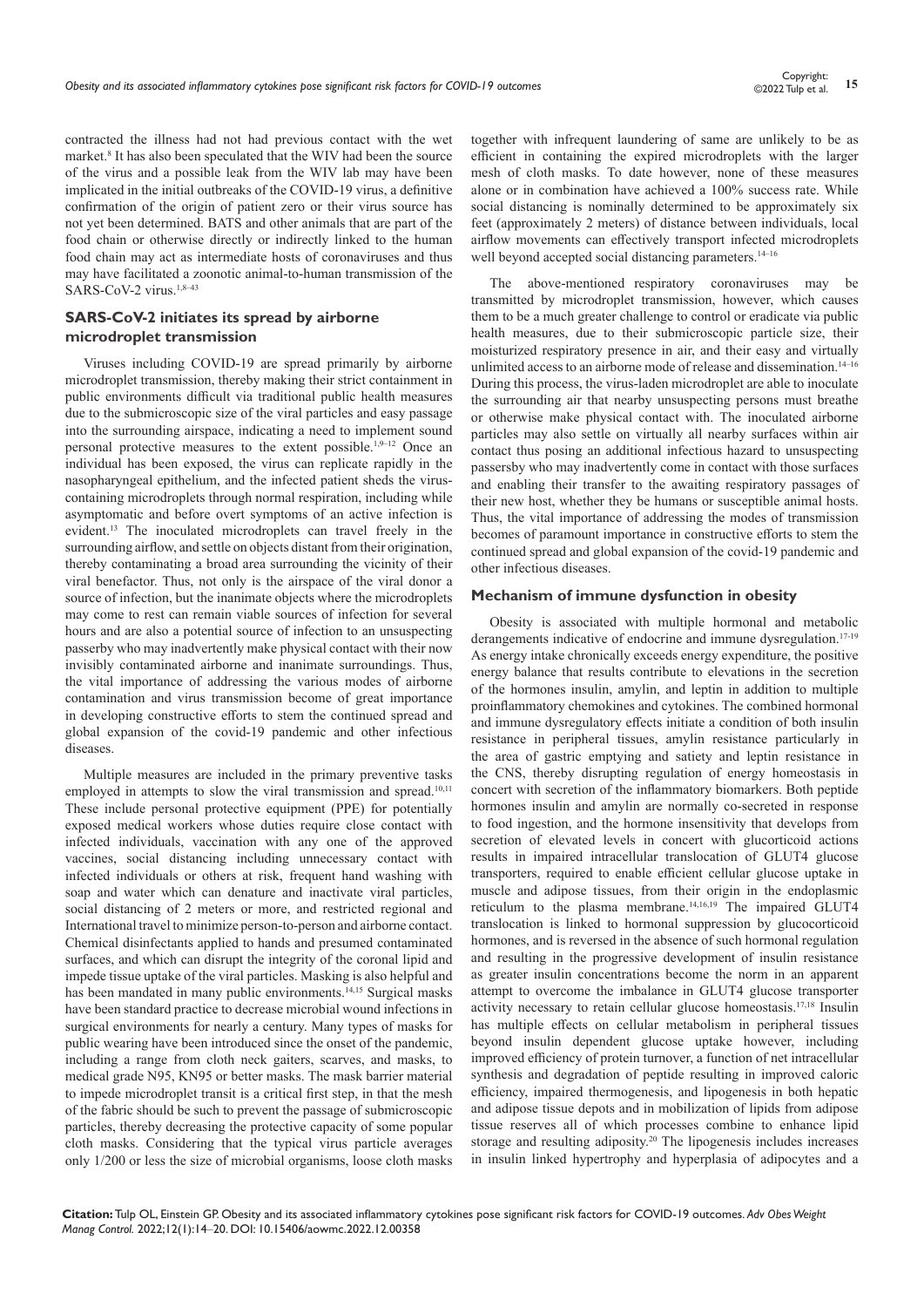contracted the illness had not had previous contact with the wet market.[8] It has also been speculated that the WIV had been the source of the virus and a possible leak from the WIV lab may have been implicated in the initial outbreaks of the COVID-19 virus, a definitive confirmation of the origin of patient zero or their virus source has not yet been determined. BATS and other animals that are part of the food chain or otherwise directly or indirectly linked to the human food chain may act as intermediate hosts of coronaviruses and thus may have facilitated a zoonotic animal-to-human transmission of the SARS-CoV-2 virus.[1,8–43]

## SARS-CoV-2 initiates its spread by airborne microdroplet transmission

Viruses including COVID-19 are spread primarily by airborne microdroplet transmission, thereby making their strict containment in public environments difficult via traditional public health measures due to the submicroscopic size of the viral particles and easy passage into the surrounding airspace, indicating a need to implement sound personal protective measures to the extent possible.[1,9–12] Once an individual has been exposed, the virus can replicate rapidly in the nasopharyngeal epithelium, and the infected patient sheds the virus-containing microdroplets through normal respiration, including while asymptomatic and before overt symptoms of an active infection is evident.[13] The inoculated microdroplets can travel freely in the surrounding airflow, and settle on objects distant from their origination, thereby contaminating a broad area surrounding the vicinity of their viral benefactor. Thus, not only is the airspace of the viral donor a source of infection, but the inanimate objects where the microdroplets may come to rest can remain viable sources of infection for several hours and are also a potential source of infection to an unsuspecting passerby who may inadvertently make physical contact with their now invisibly contaminated airborne and inanimate surroundings. Thus, the vital importance of addressing the various modes of airborne contamination and virus transmission become of great importance in developing constructive efforts to stem the continued spread and global expansion of the covid-19 pandemic and other infectious diseases.

Multiple measures are included in the primary preventive tasks employed in attempts to slow the viral transmission and spread.[10,11] These include personal protective equipment (PPE) for potentially exposed medical workers whose duties require close contact with infected individuals, vaccination with any one of the approved vaccines, social distancing including unnecessary contact with infected individuals or others at risk, frequent hand washing with soap and water which can denature and inactivate viral particles, social distancing of 2 meters or more, and restricted regional and International travel to minimize person-to-person and airborne contact. Chemical disinfectants applied to hands and presumed contaminated surfaces, and which can disrupt the integrity of the coronal lipid and impede tissue uptake of the viral particles. Masking is also helpful and has been mandated in many public environments.[14,15] Surgical masks have been standard practice to decrease microbial wound infections in surgical environments for nearly a century. Many types of masks for public wearing have been introduced since the onset of the pandemic, including a range from cloth neck gaiters, scarves, and masks, to medical grade N95, KN95 or better masks. The mask barrier material to impede microdroplet transit is a critical first step, in that the mesh of the fabric should be such to prevent the passage of submicroscopic particles, thereby decreasing the protective capacity of some popular cloth masks. Considering that the typical virus particle averages only 1/200 or less the size of microbial organisms, loose cloth masks together with infrequent laundering of same are unlikely to be as efficient in containing the expired microdroplets with the larger mesh of cloth masks. To date however, none of these measures alone or in combination have achieved a 100% success rate. While social distancing is nominally determined to be approximately six feet (approximately 2 meters) of distance between individuals, local airflow movements can effectively transport infected microdroplets well beyond accepted social distancing parameters.[14–16]

The above-mentioned respiratory coronaviruses may be transmitted by microdroplet transmission, however, which causes them to be a much greater challenge to control or eradicate via public health measures, due to their submicroscopic particle size, their moisturized respiratory presence in air, and their easy and virtually unlimited access to an airborne mode of release and dissemination.[14–16] During this process, the virus-laden microdroplet are able to inoculate the surrounding air that nearby unsuspecting persons must breathe or otherwise make physical contact with. The inoculated airborne particles may also settle on virtually all nearby surfaces within air contact thus posing an additional infectious hazard to unsuspecting passersby who may inadvertently come in contact with those surfaces and enabling their transfer to the awaiting respiratory passages of their new host, whether they be humans or susceptible animal hosts. Thus, the vital importance of addressing the modes of transmission becomes of paramount importance in constructive efforts to stem the continued spread and global expansion of the covid-19 pandemic and other infectious diseases.

## Mechanism of immune dysfunction in obesity

Obesity is associated with multiple hormonal and metabolic derangements indicative of endocrine and immune dysregulation.[17-19] As energy intake chronically exceeds energy expenditure, the positive energy balance that results contribute to elevations in the secretion of the hormones insulin, amylin, and leptin in addition to multiple proinflammatory chemokines and cytokines. The combined hormonal and immune dysregulatory effects initiate a condition of both insulin resistance in peripheral tissues, amylin resistance particularly in the area of gastric emptying and satiety and leptin resistance in the CNS, thereby disrupting regulation of energy homeostasis in concert with secretion of the inflammatory biomarkers. Both peptide hormones insulin and amylin are normally co-secreted in response to food ingestion, and the hormone insensitivity that develops from secretion of elevated levels in concert with glucorticoid actions results in impaired intracellular translocation of GLUT4 glucose transporters, required to enable efficient cellular glucose uptake in muscle and adipose tissues, from their origin in the endoplasmic reticulum to the plasma membrane.[14,16,19] The impaired GLUT4 translocation is linked to hormonal suppression by glucocorticoid hormones, and is reversed in the absence of such hormonal regulation and resulting in the progressive development of insulin resistance as greater insulin concentrations become the norm in an apparent attempt to overcome the imbalance in GLUT4 glucose transporter activity necessary to retain cellular glucose homeostasis.[17,18] Insulin has multiple effects on cellular metabolism in peripheral tissues beyond insulin dependent glucose uptake however, including improved efficiency of protein turnover, a function of net intracellular synthesis and degradation of peptide resulting in improved caloric efficiency, impaired thermogenesis, and lipogenesis in both hepatic and adipose tissue depots and in mobilization of lipids from adipose tissue reserves all of which processes combine to enhance lipid storage and resulting adiposity.[20] The lipogenesis includes increases in insulin linked hypertrophy and hyperplasia of adipocytes and a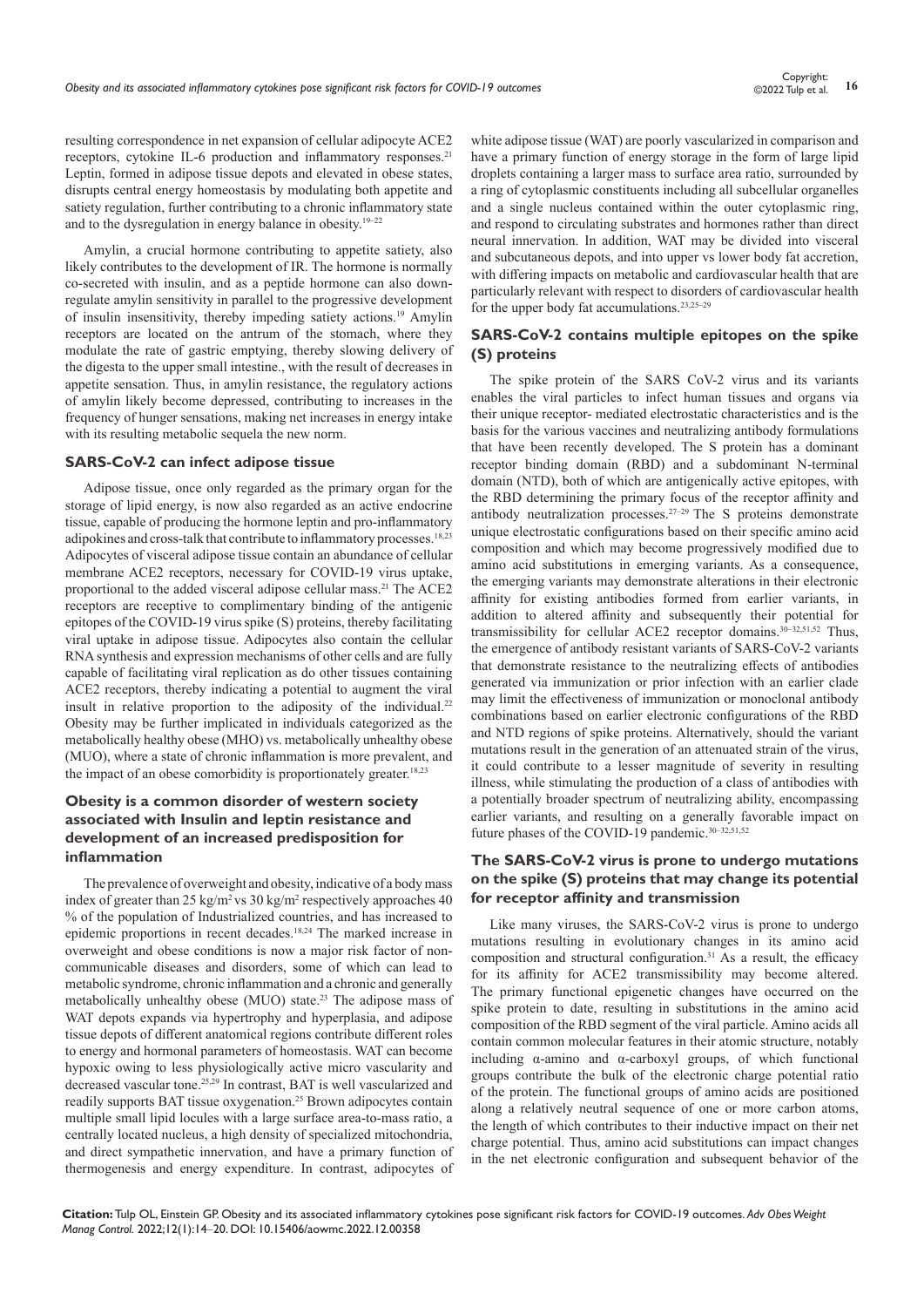resulting correspondence in net expansion of cellular adipocyte ACE2 receptors, cytokine IL-6 production and inflammatory responses.[21] Leptin, formed in adipose tissue depots and elevated in obese states, disrupts central energy homeostasis by modulating both appetite and satiety regulation, further contributing to a chronic inflammatory state and to the dysregulation in energy balance in obesity.[19–22]

Amylin, a crucial hormone contributing to appetite satiety, also likely contributes to the development of IR. The hormone is normally co-secreted with insulin, and as a peptide hormone can also down-regulate amylin sensitivity in parallel to the progressive development of insulin insensitivity, thereby impeding satiety actions.[19] Amylin receptors are located on the antrum of the stomach, where they modulate the rate of gastric emptying, thereby slowing delivery of the digesta to the upper small intestine., with the result of decreases in appetite sensation. Thus, in amylin resistance, the regulatory actions of amylin likely become depressed, contributing to increases in the frequency of hunger sensations, making net increases in energy intake with its resulting metabolic sequela the new norm.

## SARS-CoV-2 can infect adipose tissue

Adipose tissue, once only regarded as the primary organ for the storage of lipid energy, is now also regarded as an active endocrine tissue, capable of producing the hormone leptin and pro-inflammatory adipokines and cross-talk that contribute to inflammatory processes.[18,23] Adipocytes of visceral adipose tissue contain an abundance of cellular membrane ACE2 receptors, necessary for COVID-19 virus uptake, proportional to the added visceral adipose cellular mass.[21] The ACE2 receptors are receptive to complimentary binding of the antigenic epitopes of the COVID-19 virus spike (S) proteins, thereby facilitating viral uptake in adipose tissue. Adipocytes also contain the cellular RNA synthesis and expression mechanisms of other cells and are fully capable of facilitating viral replication as do other tissues containing ACE2 receptors, thereby indicating a potential to augment the viral insult in relative proportion to the adiposity of the individual.[22] Obesity may be further implicated in individuals categorized as the metabolically healthy obese (MHO) vs. metabolically unhealthy obese (MUO), where a state of chronic inflammation is more prevalent, and the impact of an obese comorbidity is proportionately greater.[18,23]

## Obesity is a common disorder of western society associated with Insulin and leptin resistance and development of an increased predisposition for inflammation

The prevalence of overweight and obesity, indicative of a body mass index of greater than 25 kg/m$^2$ vs 30 kg/m$^2$ respectively approaches 40 % of the population of Industrialized countries, and has increased to epidemic proportions in recent decades.[18,24] The marked increase in overweight and obese conditions is now a major risk factor of non-communicable diseases and disorders, some of which can lead to metabolic syndrome, chronic inflammation and a chronic and generally metabolically unhealthy obese (MUO) state.[23] The adipose mass of WAT depots expands via hypertrophy and hyperplasia, and adipose tissue depots of different anatomical regions contribute different roles to energy and hormonal parameters of homeostasis. WAT can become hypoxic owing to less physiologically active micro vascularity and decreased vascular tone.[25,29] In contrast, BAT is well vascularized and readily supports BAT tissue oxygenation.[25] Brown adipocytes contain multiple small lipid locules with a large surface area-to-mass ratio, a centrally located nucleus, a high density of specialized mitochondria, and direct sympathetic innervation, and have a primary function of thermogenesis and energy expenditure. In contrast, adipocytes of white adipose tissue (WAT) are poorly vascularized in comparison and have a primary function of energy storage in the form of large lipid droplets containing a larger mass to surface area ratio, surrounded by a ring of cytoplasmic constituents including all subcellular organelles and a single nucleus contained within the outer cytoplasmic ring, and respond to circulating substrates and hormones rather than direct neural innervation. In addition, WAT may be divided into visceral and subcutaneous depots, and into upper vs lower body fat accretion, with differing impacts on metabolic and cardiovascular health that are particularly relevant with respect to disorders of cardiovascular health for the upper body fat accumulations.[23,25–29]

## SARS-CoV-2 contains multiple epitopes on the spike (S) proteins

The spike protein of the SARS CoV-2 virus and its variants enables the viral particles to infect human tissues and organs via their unique receptor- mediated electrostatic characteristics and is the basis for the various vaccines and neutralizing antibody formulations that have been recently developed. The S protein has a dominant receptor binding domain (RBD) and a subdominant N-terminal domain (NTD), both of which are antigenically active epitopes, with the RBD determining the primary focus of the receptor affinity and antibody neutralization processes.[27–29] The S proteins demonstrate unique electrostatic configurations based on their specific amino acid composition and which may become progressively modified due to amino acid substitutions in emerging variants. As a consequence, the emerging variants may demonstrate alterations in their electronic affinity for existing antibodies formed from earlier variants, in addition to altered affinity and subsequently their potential for transmissibility for cellular ACE2 receptor domains.[30–32,51,52] Thus, the emergence of antibody resistant variants of SARS-CoV-2 variants that demonstrate resistance to the neutralizing effects of antibodies generated via immunization or prior infection with an earlier clade may limit the effectiveness of immunization or monoclonal antibody combinations based on earlier electronic configurations of the RBD and NTD regions of spike proteins. Alternatively, should the variant mutations result in the generation of an attenuated strain of the virus, it could contribute to a lesser magnitude of severity in resulting illness, while stimulating the production of a class of antibodies with a potentially broader spectrum of neutralizing ability, encompassing earlier variants, and resulting on a generally favorable impact on future phases of the COVID-19 pandemic.[30–32,51,52]

## The SARS-CoV-2 virus is prone to undergo mutations on the spike (S) proteins that may change its potential for receptor affinity and transmission

Like many viruses, the SARS-CoV-2 virus is prone to undergo mutations resulting in evolutionary changes in its amino acid composition and structural configuration.[31] As a result, the efficacy for its affinity for ACE2 transmissibility may become altered. The primary functional epigenetic changes have occurred on the spike protein to date, resulting in substitutions in the amino acid composition of the RBD segment of the viral particle. Amino acids all contain common molecular features in their atomic structure, notably including α-amino and α-carboxyl groups, of which functional groups contribute the bulk of the electronic charge potential ratio of the protein. The functional groups of amino acids are positioned along a relatively neutral sequence of one or more carbon atoms, the length of which contributes to their inductive impact on their net charge potential. Thus, amino acid substitutions can impact changes in the net electronic configuration and subsequent behavior of the

**Citation:** Tulp OL, Einstein GP. Obesity and its associated inflammatory cytokines pose significant risk factors for COVID-19 outcomes. *Adv Obes Weight Manag Control.* 2022;12(1):14‒20. DOI: 10.15406/aowmc.2022.12.00358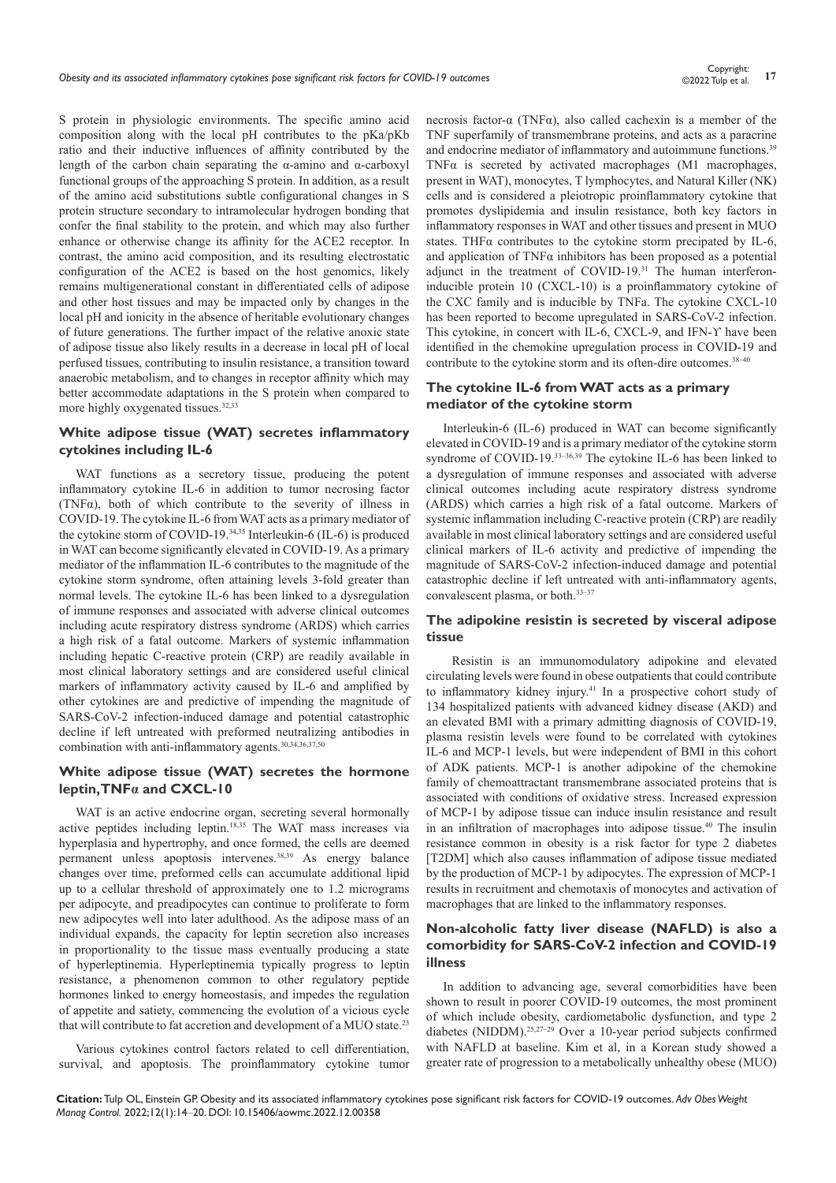S protein in physiologic environments. The specific amino acid composition along with the local pH contributes to the pKa/pKb ratio and their inductive influences of affinity contributed by the length of the carbon chain separating the α-amino and α-carboxyl functional groups of the approaching S protein. In addition, as a result of the amino acid substitutions subtle configurational changes in S protein structure secondary to intramolecular hydrogen bonding that confer the final stability to the protein, and which may also further enhance or otherwise change its affinity for the ACE2 receptor. In contrast, the amino acid composition, and its resulting electrostatic configuration of the ACE2 is based on the host genomics, likely remains multigenerational constant in differentiated cells of adipose and other host tissues and may be impacted only by changes in the local pH and ionicity in the absence of heritable evolutionary changes of future generations. The further impact of the relative anoxic state of adipose tissue also likely results in a decrease in local pH of local perfused tissues, contributing to insulin resistance, a transition toward anaerobic metabolism, and to changes in receptor affinity which may better accommodate adaptations in the S protein when compared to more highly oxygenated tissues.[32,33]

## White adipose tissue (WAT) secretes inflammatory cytokines including IL-6

WAT functions as a secretory tissue, producing the potent inflammatory cytokine IL-6 in addition to tumor necrosing factor (TNFα), both of which contribute to the severity of illness in COVID-19. The cytokine IL-6 from WAT acts as a primary mediator of the cytokine storm of COVID-19.[34,35] Interleukin-6 (IL-6) is produced in WAT can become significantly elevated in COVID-19. As a primary mediator of the inflammation IL-6 contributes to the magnitude of the cytokine storm syndrome, often attaining levels 3-fold greater than normal levels. The cytokine IL-6 has been linked to a dysregulation of immune responses and associated with adverse clinical outcomes including acute respiratory distress syndrome (ARDS) which carries a high risk of a fatal outcome. Markers of systemic inflammation including hepatic C-reactive protein (CRP) are readily available in most clinical laboratory settings and are considered useful clinical markers of inflammatory activity caused by IL-6 and amplified by other cytokines are and predictive of impending the magnitude of SARS-CoV-2 infection-induced damage and potential catastrophic decline if left untreated with preformed neutralizing antibodies in combination with anti-inflammatory agents.[30,34,36,37,50]

## White adipose tissue (WAT) secretes the hormone leptin, TNFα and CXCL-10

WAT is an active endocrine organ, secreting several hormonally active peptides including leptin.[18,35] The WAT mass increases via hyperplasia and hypertrophy, and once formed, the cells are deemed permanent unless apoptosis intervenes.[38,39] As energy balance changes over time, preformed cells can accumulate additional lipid up to a cellular threshold of approximately one to 1.2 micrograms per adipocyte, and preadipocytes can continue to proliferate to form new adipocytes well into later adulthood. As the adipose mass of an individual expands, the capacity for leptin secretion also increases in proportionality to the tissue mass eventually producing a state of hyperleptinemia. Hyperleptinemia typically progress to leptin resistance, a phenomenon common to other regulatory peptide hormones linked to energy homeostasis, and impedes the regulation of appetite and satiety, commencing the evolution of a vicious cycle that will contribute to fat accretion and development of a MUO state.[23]

Various cytokines control factors related to cell differentiation, survival, and apoptosis. The proinflammatory cytokine tumor necrosis factor-α (TNFα), also called cachexin is a member of the TNF superfamily of transmembrane proteins, and acts as a paracrine and endocrine mediator of inflammatory and autoimmune functions.[39] TNFα is secreted by activated macrophages (M1 macrophages, present in WAT), monocytes, T lymphocytes, and Natural Killer (NK) cells and is considered a pleiotropic proinflammatory cytokine that promotes dyslipidemia and insulin resistance, both key factors in inflammatory responses in WAT and other tissues and present in MUO states. THFα contributes to the cytokine storm precipated by IL-6, and application of TNFα inhibitors has been proposed as a potential adjunct in the treatment of COVID-19.[31] The human interferon-inducible protein 10 (CXCL-10) is a proinflammatory cytokine of the CXC family and is inducible by TNFa. The cytokine CXCL-10 has been reported to become upregulated in SARS-CoV-2 infection. This cytokine, in concert with IL-6, CXCL-9, and IFN-ϒ have been identified in the chemokine upregulation process in COVID-19 and contribute to the cytokine storm and its often-dire outcomes.[38–40]

## The cytokine IL-6 from WAT acts as a primary mediator of the cytokine storm

Interleukin-6 (IL-6) produced in WAT can become significantly elevated in COVID-19 and is a primary mediator of the cytokine storm syndrome of COVID-19.[33–36,39] The cytokine IL-6 has been linked to a dysregulation of immune responses and associated with adverse clinical outcomes including acute respiratory distress syndrome (ARDS) which carries a high risk of a fatal outcome. Markers of systemic inflammation including C-reactive protein (CRP) are readily available in most clinical laboratory settings and are considered useful clinical markers of IL-6 activity and predictive of impending the magnitude of SARS-CoV-2 infection-induced damage and potential catastrophic decline if left untreated with anti-inflammatory agents, convalescent plasma, or both.[33–37]

## The adipokine resistin is secreted by visceral adipose tissue

Resistin is an immunomodulatory adipokine and elevated circulating levels were found in obese outpatients that could contribute to inflammatory kidney injury.[41] In a prospective cohort study of 134 hospitalized patients with advanced kidney disease (AKD) and an elevated BMI with a primary admitting diagnosis of COVID-19, plasma resistin levels were found to be correlated with cytokines IL-6 and MCP-1 levels, but were independent of BMI in this cohort of ADK patients. MCP-1 is another adipokine of the chemokine family of chemoattractant transmembrane associated proteins that is associated with conditions of oxidative stress. Increased expression of MCP-1 by adipose tissue can induce insulin resistance and result in an infiltration of macrophages into adipose tissue.[40] The insulin resistance common in obesity is a risk factor for type 2 diabetes [T2DM] which also causes inflammation of adipose tissue mediated by the production of MCP-1 by adipocytes. The expression of MCP-1 results in recruitment and chemotaxis of monocytes and activation of macrophages that are linked to the inflammatory responses.

## Non-alcoholic fatty liver disease (NAFLD) is also a comorbidity for SARS-CoV-2 infection and COVID-19 illness

In addition to advancing age, several comorbidities have been shown to result in poorer COVID-19 outcomes, the most prominent of which include obesity, cardiometabolic dysfunction, and type 2 diabetes (NIDDM).[25,27–29] Over a 10-year period subjects confirmed with NAFLD at baseline. Kim et al, in a Korean study showed a greater rate of progression to a metabolically unhealthy obese (MUO)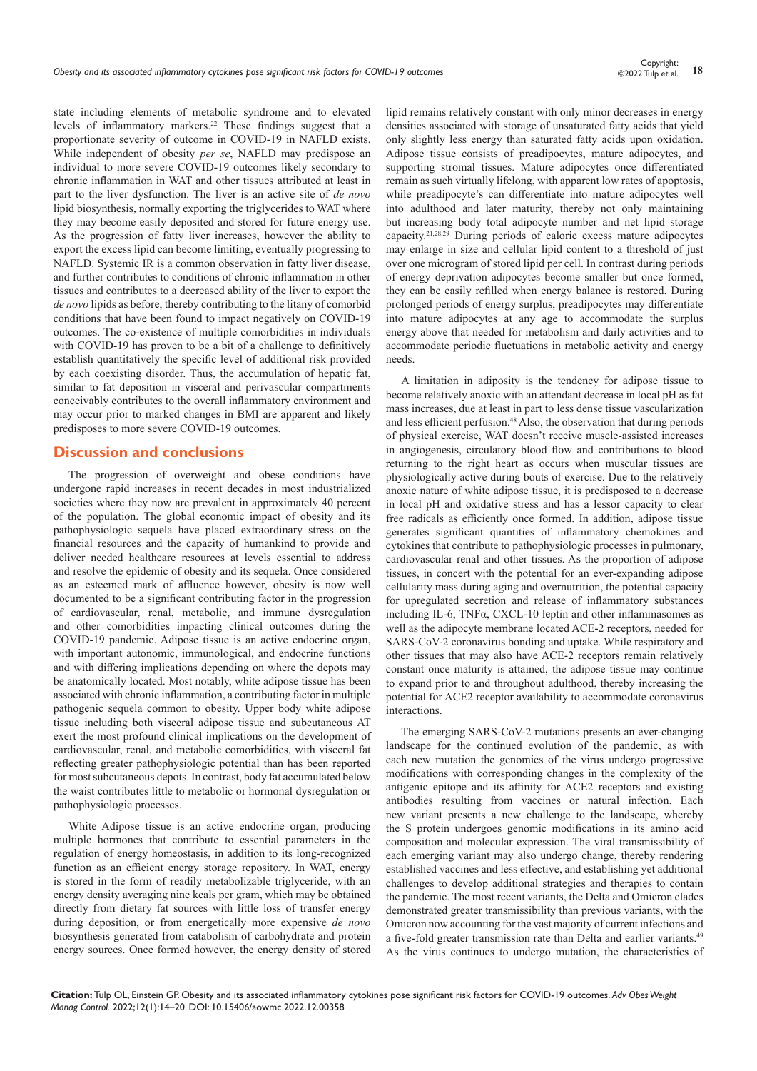state including elements of metabolic syndrome and to elevated levels of inflammatory markers.[22] These findings suggest that a proportionate severity of outcome in COVID-19 in NAFLD exists. While independent of obesity *per se*, NAFLD may predispose an individual to more severe COVID-19 outcomes likely secondary to chronic inflammation in WAT and other tissues attributed at least in part to the liver dysfunction. The liver is an active site of *de novo* lipid biosynthesis, normally exporting the triglycerides to WAT where they may become easily deposited and stored for future energy use. As the progression of fatty liver increases, however the ability to export the excess lipid can become limiting, eventually progressing to NAFLD. Systemic IR is a common observation in fatty liver disease, and further contributes to conditions of chronic inflammation in other tissues and contributes to a decreased ability of the liver to export the *de novo* lipids as before, thereby contributing to the litany of comorbid conditions that have been found to impact negatively on COVID-19 outcomes. The co-existence of multiple comorbidities in individuals with COVID-19 has proven to be a bit of a challenge to definitively establish quantitatively the specific level of additional risk provided by each coexisting disorder. Thus, the accumulation of hepatic fat, similar to fat deposition in visceral and perivascular compartments conceivably contributes to the overall inflammatory environment and may occur prior to marked changes in BMI are apparent and likely predisposes to more severe COVID-19 outcomes.

## Discussion and conclusions

The progression of overweight and obese conditions have undergone rapid increases in recent decades in most industrialized societies where they now are prevalent in approximately 40 percent of the population. The global economic impact of obesity and its pathophysiologic sequela have placed extraordinary stress on the financial resources and the capacity of humankind to provide and deliver needed healthcare resources at levels essential to address and resolve the epidemic of obesity and its sequela. Once considered as an esteemed mark of affluence however, obesity is now well documented to be a significant contributing factor in the progression of cardiovascular, renal, metabolic, and immune dysregulation and other comorbidities impacting clinical outcomes during the COVID-19 pandemic. Adipose tissue is an active endocrine organ, with important autonomic, immunological, and endocrine functions and with differing implications depending on where the depots may be anatomically located. Most notably, white adipose tissue has been associated with chronic inflammation, a contributing factor in multiple pathogenic sequela common to obesity. Upper body white adipose tissue including both visceral adipose tissue and subcutaneous AT exert the most profound clinical implications on the development of cardiovascular, renal, and metabolic comorbidities, with visceral fat reflecting greater pathophysiologic potential than has been reported for most subcutaneous depots. In contrast, body fat accumulated below the waist contributes little to metabolic or hormonal dysregulation or pathophysiologic processes.

White Adipose tissue is an active endocrine organ, producing multiple hormones that contribute to essential parameters in the regulation of energy homeostasis, in addition to its long-recognized function as an efficient energy storage repository. In WAT, energy is stored in the form of readily metabolizable triglyceride, with an energy density averaging nine kcals per gram, which may be obtained directly from dietary fat sources with little loss of transfer energy during deposition, or from energetically more expensive *de novo* biosynthesis generated from catabolism of carbohydrate and protein energy sources. Once formed however, the energy density of stored lipid remains relatively constant with only minor decreases in energy densities associated with storage of unsaturated fatty acids that yield only slightly less energy than saturated fatty acids upon oxidation. Adipose tissue consists of preadipocytes, mature adipocytes, and supporting stromal tissues. Mature adipocytes once differentiated remain as such virtually lifelong, with apparent low rates of apoptosis, while preadipocyte's can differentiate into mature adipocytes well into adulthood and later maturity, thereby not only maintaining but increasing body total adipocyte number and net lipid storage capacity.[21,28,29] During periods of caloric excess mature adipocytes may enlarge in size and cellular lipid content to a threshold of just over one microgram of stored lipid per cell. In contrast during periods of energy deprivation adipocytes become smaller but once formed, they can be easily refilled when energy balance is restored. During prolonged periods of energy surplus, preadipocytes may differentiate into mature adipocytes at any age to accommodate the surplus energy above that needed for metabolism and daily activities and to accommodate periodic fluctuations in metabolic activity and energy needs.

A limitation in adiposity is the tendency for adipose tissue to become relatively anoxic with an attendant decrease in local pH as fat mass increases, due at least in part to less dense tissue vascularization and less efficient perfusion.[48] Also, the observation that during periods of physical exercise, WAT doesn't receive muscle-assisted increases in angiogenesis, circulatory blood flow and contributions to blood returning to the right heart as occurs when muscular tissues are physiologically active during bouts of exercise. Due to the relatively anoxic nature of white adipose tissue, it is predisposed to a decrease in local pH and oxidative stress and has a lessor capacity to clear free radicals as efficiently once formed. In addition, adipose tissue generates significant quantities of inflammatory chemokines and cytokines that contribute to pathophysiologic processes in pulmonary, cardiovascular renal and other tissues. As the proportion of adipose tissues, in concert with the potential for an ever-expanding adipose cellularity mass during aging and overnutrition, the potential capacity for upregulated secretion and release of inflammatory substances including IL-6, TNFα, CXCL-10 leptin and other inflammasomes as well as the adipocyte membrane located ACE-2 receptors, needed for SARS-CoV-2 coronavirus bonding and uptake. While respiratory and other tissues that may also have ACE-2 receptors remain relatively constant once maturity is attained, the adipose tissue may continue to expand prior to and throughout adulthood, thereby increasing the potential for ACE2 receptor availability to accommodate coronavirus interactions.

The emerging SARS-CoV-2 mutations presents an ever-changing landscape for the continued evolution of the pandemic, as with each new mutation the genomics of the virus undergo progressive modifications with corresponding changes in the complexity of the antigenic epitope and its affinity for ACE2 receptors and existing antibodies resulting from vaccines or natural infection. Each new variant presents a new challenge to the landscape, whereby the S protein undergoes genomic modifications in its amino acid composition and molecular expression. The viral transmissibility of each emerging variant may also undergo change, thereby rendering established vaccines and less effective, and establishing yet additional challenges to develop additional strategies and therapies to contain the pandemic. The most recent variants, the Delta and Omicron clades demonstrated greater transmissibility than previous variants, with the Omicron now accounting for the vast majority of current infections and a five-fold greater transmission rate than Delta and earlier variants.[49] As the virus continues to undergo mutation, the characteristics of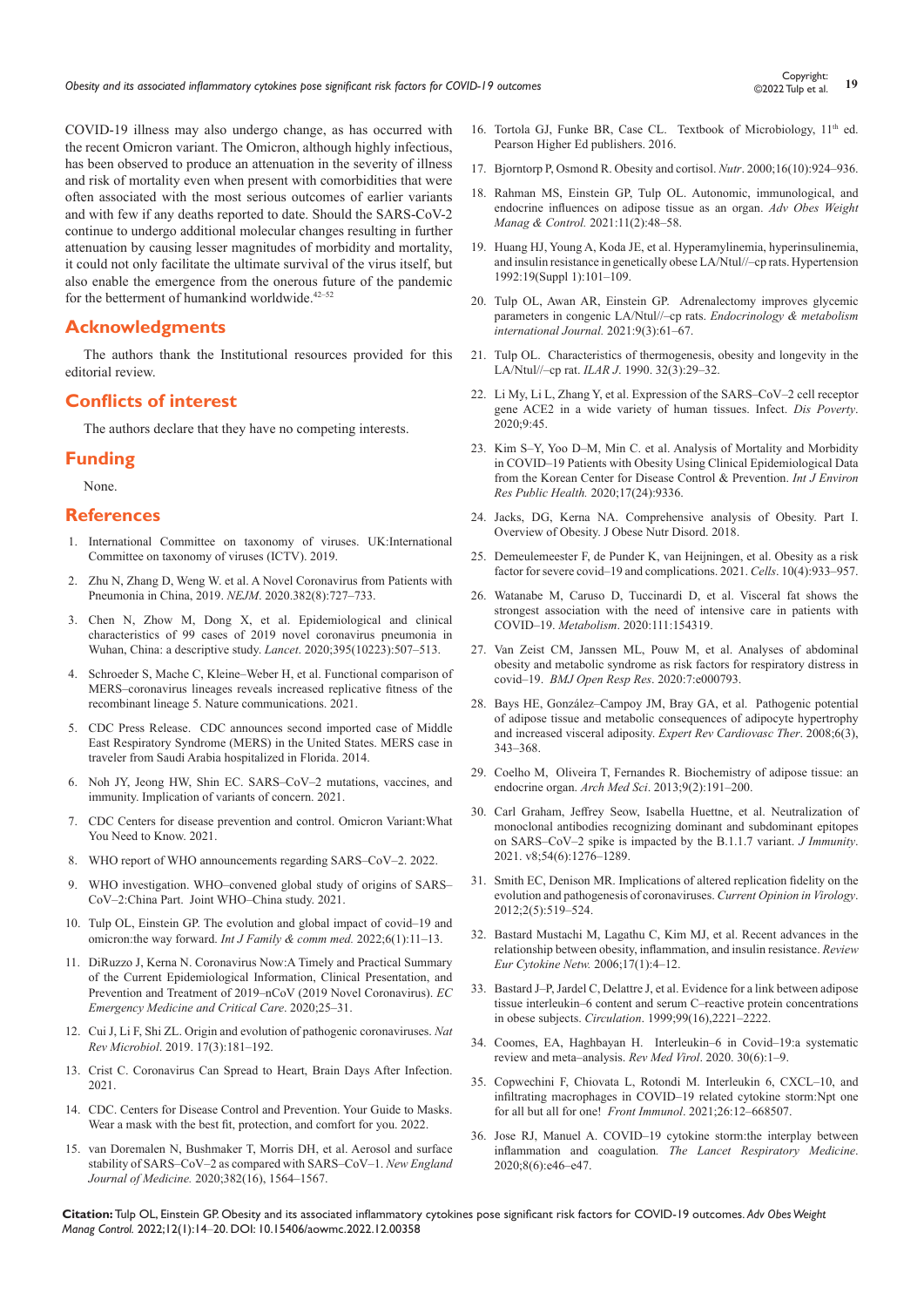COVID-19 illness may also undergo change, as has occurred with the recent Omicron variant. The Omicron, although highly infectious, has been observed to produce an attenuation in the severity of illness and risk of mortality even when present with comorbidities that were often associated with the most serious outcomes of earlier variants and with few if any deaths reported to date. Should the SARS-CoV-2 continue to undergo additional molecular changes resulting in further attenuation by causing lesser magnitudes of morbidity and mortality, it could not only facilitate the ultimate survival of the virus itself, but also enable the emergence from the onerous future of the pandemic for the betterment of humankind worldwide.[42–52]

## Acknowledgments

The authors thank the Institutional resources provided for this editorial review.

## Conflicts of interest

The authors declare that they have no competing interests.

## Funding

None.

## References

1. International Committee on taxonomy of viruses. UK:International Committee on taxonomy of viruses (ICTV). 2019.
2. Zhu N, Zhang D, Weng W. et al. A Novel Coronavirus from Patients with Pneumonia in China, 2019. *NEJM*. 2020.382(8):727–733.
3. Chen N, Zhow M, Dong X, et al. Epidemiological and clinical characteristics of 99 cases of 2019 novel coronavirus pneumonia in Wuhan, China: a descriptive study. *Lancet*. 2020;395(10223):507–513.
4. Schroeder S, Mache C, Kleine–Weber H, et al. Functional comparison of MERS–coronavirus lineages reveals increased replicative fitness of the recombinant lineage 5. Nature communications. 2021.
5. CDC Press Release. CDC announces second imported case of Middle East Respiratory Syndrome (MERS) in the United States. MERS case in traveler from Saudi Arabia hospitalized in Florida. 2014.
6. Noh JY, Jeong HW, Shin EC. SARS–CoV–2 mutations, vaccines, and immunity. Implication of variants of concern. 2021.
7. CDC Centers for disease prevention and control. Omicron Variant:What You Need to Know. 2021.
8. WHO report of WHO announcements regarding SARS–CoV–2. 2022.
9. WHO investigation. WHO–convened global study of origins of SARS–CoV–2:China Part. Joint WHO–China study. 2021.
10. Tulp OL, Einstein GP. The evolution and global impact of covid–19 and omicron:the way forward. *Int J Family & comm med.* 2022;6(1):11–13.
11. DiRuzzo J, Kerna N. Coronavirus Now:A Timely and Practical Summary of the Current Epidemiological Information, Clinical Presentation, and Prevention and Treatment of 2019–nCoV (2019 Novel Coronavirus). *EC Emergency Medicine and Critical Care*. 2020;25–31.
12. Cui J, Li F, Shi ZL. Origin and evolution of pathogenic coronaviruses. *Nat Rev Microbiol*. 2019. 17(3):181–192.
13. Crist C. Coronavirus Can Spread to Heart, Brain Days After Infection. 2021.
14. CDC. Centers for Disease Control and Prevention. Your Guide to Masks. Wear a mask with the best fit, protection, and comfort for you. 2022.
15. van Doremalen N, Bushmaker T, Morris DH, et al. Aerosol and surface stability of SARS–CoV–2 as compared with SARS–CoV–1. *New England Journal of Medicine.* 2020;382(16), 1564–1567.
16. Tortola GJ, Funke BR, Case CL. Textbook of Microbiology, 11th ed. Pearson Higher Ed publishers. 2016.
17. Bjorntorp P, Osmond R. Obesity and cortisol. *Nutr*. 2000;16(10):924–936.
18. Rahman MS, Einstein GP, Tulp OL. Autonomic, immunological, and endocrine influences on adipose tissue as an organ. *Adv Obes Weight Manag & Control.* 2021:11(2):48–58.
19. Huang HJ, Young A, Koda JE, et al. Hyperamylinemia, hyperinsulinemia, and insulin resistance in genetically obese LA/Ntul//–cp rats. Hypertension 1992:19(Suppl 1):101–109.
20. Tulp OL, Awan AR, Einstein GP. Adrenalectomy improves glycemic parameters in congenic LA/Ntul//–cp rats. *Endocrinology & metabolism international Journal.* 2021:9(3):61–67.
21. Tulp OL. Characteristics of thermogenesis, obesity and longevity in the LA/Ntul//–cp rat. *ILAR J*. 1990. 32(3):29–32.
22. Li My, Li L, Zhang Y, et al. Expression of the SARS–CoV–2 cell receptor gene ACE2 in a wide variety of human tissues. Infect. *Dis Poverty*. 2020;9:45.
23. Kim S–Y, Yoo D–M, Min C. et al. Analysis of Mortality and Morbidity in COVID–19 Patients with Obesity Using Clinical Epidemiological Data from the Korean Center for Disease Control & Prevention. *Int J Environ Res Public Health.* 2020;17(24):9336.
24. Jacks, DG, Kerna NA. Comprehensive analysis of Obesity. Part I. Overview of Obesity. J Obese Nutr Disord. 2018.
25. Demeulemeester F, de Punder K, van Heijningen, et al. Obesity as a risk factor for severe covid–19 and complications. 2021. *Cells*. 10(4):933–957.
26. Watanabe M, Caruso D, Tuccinardi D, et al. Visceral fat shows the strongest association with the need of intensive care in patients with COVID–19. *Metabolism*. 2020:111:154319.
27. Van Zeist CM, Janssen ML, Pouw M, et al. Analyses of abdominal obesity and metabolic syndrome as risk factors for respiratory distress in covid–19. *BMJ Open Resp Res*. 2020:7:e000793.
28. Bays HE, González–Campoy JM, Bray GA, et al. Pathogenic potential of adipose tissue and metabolic consequences of adipocyte hypertrophy and increased visceral adiposity. *Expert Rev Cardiovasc Ther*. 2008;6(3), 343–368.
29. Coelho M, Oliveira T, Fernandes R. Biochemistry of adipose tissue: an endocrine organ. *Arch Med Sci*. 2013;9(2):191–200.
30. Carl Graham, Jeffrey Seow, Isabella Huettne, et al. Neutralization of monoclonal antibodies recognizing dominant and subdominant epitopes on SARS–CoV–2 spike is impacted by the B.1.1.7 variant. *J Immunity*. 2021. v8;54(6):1276–1289.
31. Smith EC, Denison MR. Implications of altered replication fidelity on the evolution and pathogenesis of coronaviruses. *Current Opinion in Virology*. 2012;2(5):519–524.
32. Bastard Mustachi M, Lagathu C, Kim MJ, et al. Recent advances in the relationship between obesity, inflammation, and insulin resistance. *Review Eur Cytokine Netw.* 2006;17(1):4–12.
33. Bastard J–P, Jardel C, Delattre J, et al. Evidence for a link between adipose tissue interleukin–6 content and serum C–reactive protein concentrations in obese subjects. *Circulation*. 1999;99(16),2221–2222.
34. Coomes, EA, Haghbayan H. Interleukin–6 in Covid–19:a systematic review and meta–analysis. *Rev Med Virol*. 2020. 30(6):1–9.
35. Copwechini F, Chiovata L, Rotondi M. Interleukin 6, CXCL–10, and infiltrating macrophages in COVID–19 related cytokine storm:Npt one for all but all for one! *Front Immunol*. 2021;26:12–668507.
36. Jose RJ, Manuel A. COVID–19 cytokine storm:the interplay between inflammation and coagulation. *The Lancet Respiratory Medicine*. 2020;8(6):e46–e47.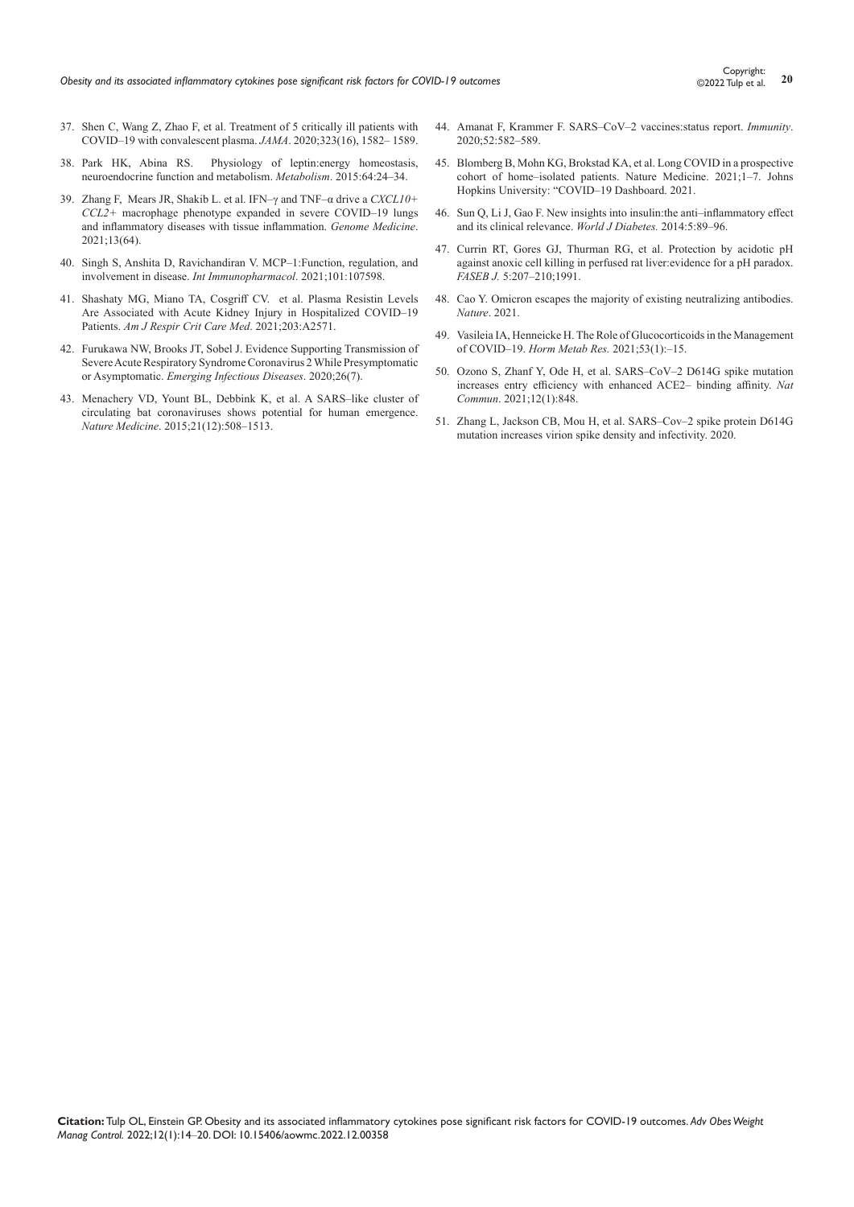37. Shen C, Wang Z, Zhao F, et al. Treatment of 5 critically ill patients with COVID–19 with convalescent plasma. *JAMA*. 2020;323(16), 1582– 1589.
38. Park HK, Abina RS. Physiology of leptin:energy homeostasis, neuroendocrine function and metabolism. *Metabolism*. 2015:64:24–34.
39. Zhang F, Mears JR, Shakib L. et al. IFN–γ and TNF–α drive a *CXCL10+ CCL2+* macrophage phenotype expanded in severe COVID–19 lungs and inflammatory diseases with tissue inflammation. *Genome Medicine*. 2021;13(64).
40. Singh S, Anshita D, Ravichandiran V. MCP–1:Function, regulation, and involvement in disease. *Int Immunopharmacol*. 2021;101:107598.
41. Shashaty MG, Miano TA, Cosgriff CV. et al. Plasma Resistin Levels Are Associated with Acute Kidney Injury in Hospitalized COVID–19 Patients. *Am J Respir Crit Care Med*. 2021;203:A2571.
42. Furukawa NW, Brooks JT, Sobel J. Evidence Supporting Transmission of Severe Acute Respiratory Syndrome Coronavirus 2 While Presymptomatic or Asymptomatic. *Emerging Infectious Diseases*. 2020;26(7).
43. Menachery VD, Yount BL, Debbink K, et al. A SARS–like cluster of circulating bat coronaviruses shows potential for human emergence. *Nature Medicine*. 2015;21(12):508–1513.
44. Amanat F, Krammer F. SARS–CoV–2 vaccines:status report. *Immunity*. 2020;52:582–589.
45. Blomberg B, Mohn KG, Brokstad KA, et al. Long COVID in a prospective cohort of home–isolated patients. Nature Medicine. 2021;1–7. Johns Hopkins University: "COVID–19 Dashboard. 2021.
46. Sun Q, Li J, Gao F. New insights into insulin:the anti–inflammatory effect and its clinical relevance. *World J Diabetes.* 2014:5:89–96.
47. Currin RT, Gores GJ, Thurman RG, et al. Protection by acidotic pH against anoxic cell killing in perfused rat liver:evidence for a pH paradox. *FASEB J.* 5:207–210;1991.
48. Cao Y. Omicron escapes the majority of existing neutralizing antibodies. *Nature*. 2021.
49. Vasileia IA, Henneicke H. The Role of Glucocorticoids in the Management of COVID–19. *Horm Metab Res.* 2021;53(1):–15.
50. Ozono S, Zhanf Y, Ode H, et al. SARS–CoV–2 D614G spike mutation increases entry efficiency with enhanced ACE2– binding affinity. *Nat Commun*. 2021;12(1):848.
51. Zhang L, Jackson CB, Mou H, et al. SARS–Cov–2 spike protein D614G mutation increases virion spike density and infectivity. 2020.